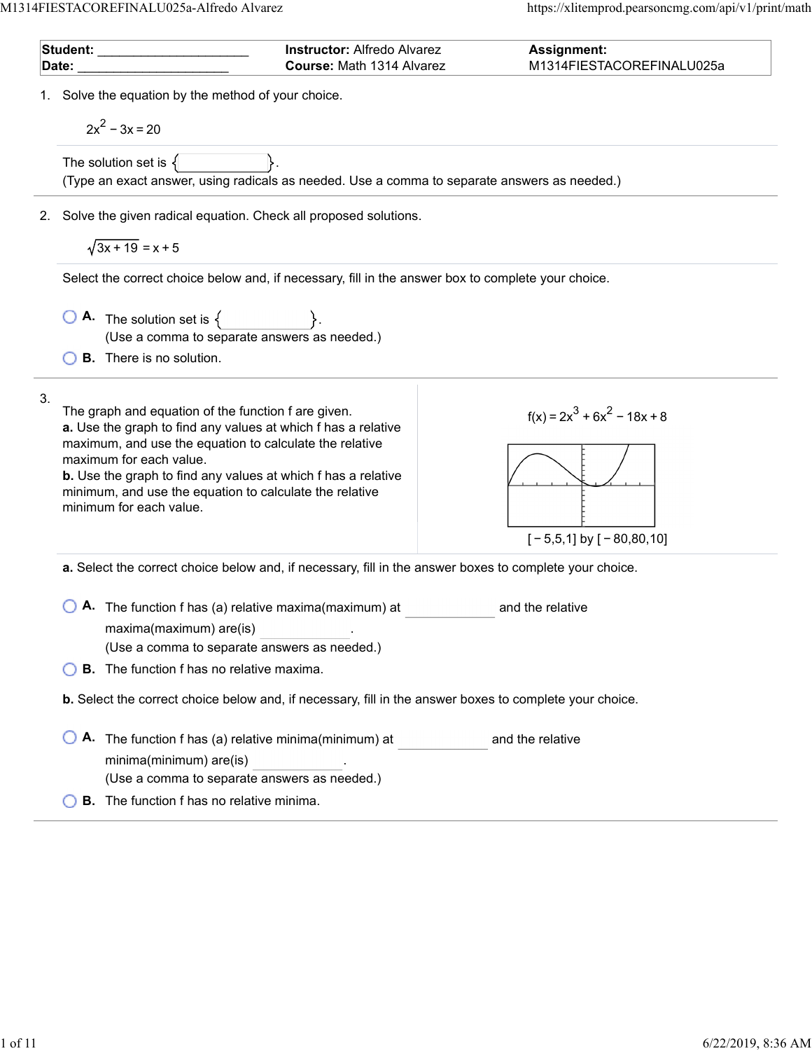| **Student:** ____________________ | **Instructor:** Alfredo Alvarez | **Assignment:** |
| --- | --- | --- |
| **Date:** ____________________ | **Course:** Math 1314 Alvarez | M1314FIESTACOREFINALU025a |

1. Solve the equation by the method of your choice.

$$2x^2 - 3x = 20$$

The solution set is { ____________ }.
(Type an exact answer, using radicals as needed. Use a comma to separate answers as needed.)

2. Solve the given radical equation. Check all proposed solutions.

$$\sqrt{3x + 19} = x + 5$$

Select the correct choice below and, if necessary, fill in the answer box to complete your choice.

- **A.** The solution set is { ____________ }.
(Use a comma to separate answers as needed.)
- **B.** There is no solution.

3. The graph and equation of the function f are given.
**a.** Use the graph to find any values at which f has a relative maximum, and use the equation to calculate the relative maximum for each value.
**b.** Use the graph to find any values at which f has a relative minimum, and use the equation to calculate the relative minimum for each value.

$$f(x) = 2x^3 + 6x^2 - 18x + 8$$

[ − 5,5,1] by [ − 80,80,10]

**a.** Select the correct choice below and, if necessary, fill in the answer boxes to complete your choice.

- **A.** The function f has (a) relative maxima(maximum) at ____________ and the relative maxima(maximum) are(is) ____________.
(Use a comma to separate answers as needed.)
- **B.** The function f has no relative maxima.

**b.** Select the correct choice below and, if necessary, fill in the answer boxes to complete your choice.

- **A.** The function f has (a) relative minima(minimum) at ____________ and the relative minima(minimum) are(is) ____________.
(Use a comma to separate answers as needed.)
- **B.** The function f has no relative minima.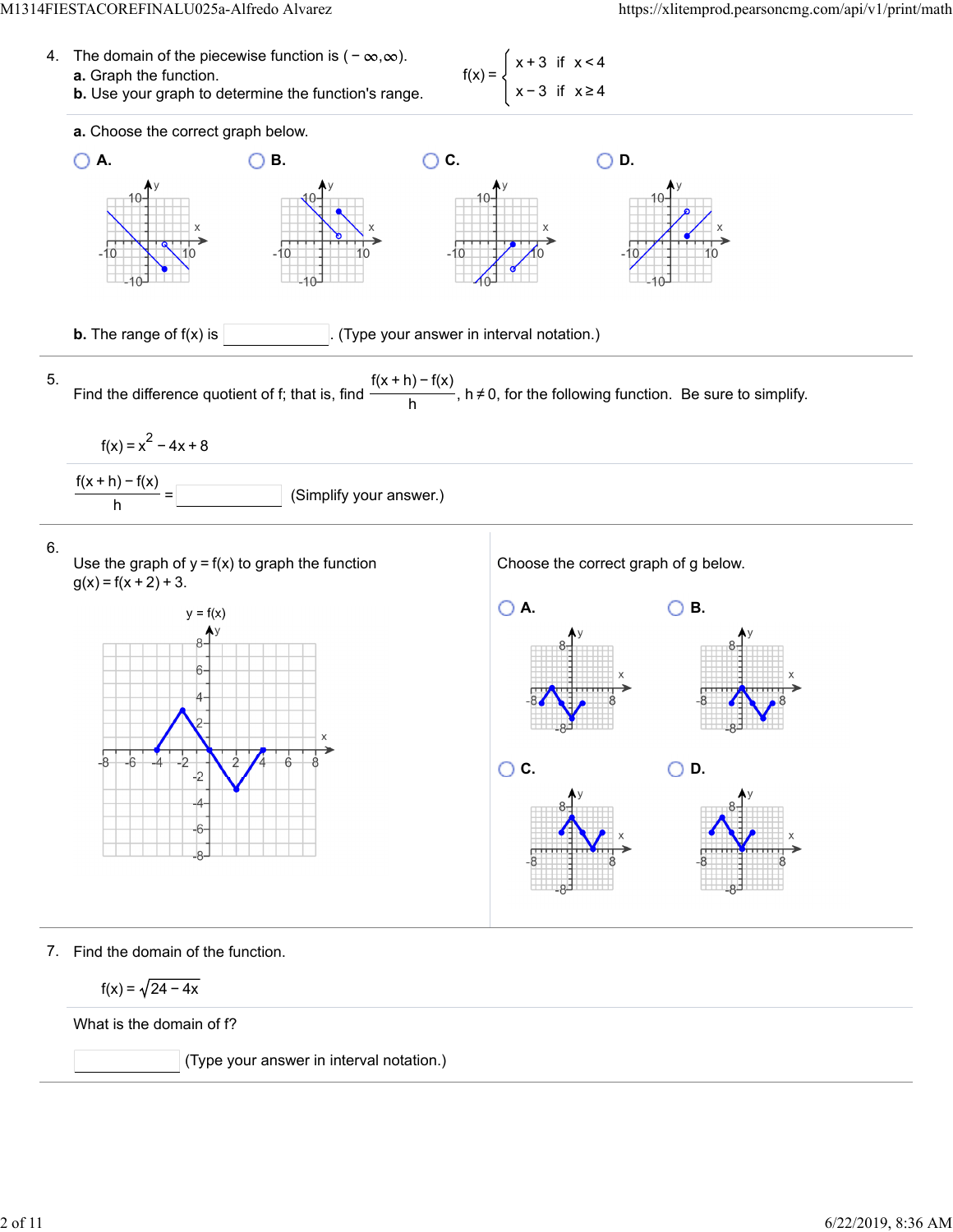4. The domain of the piecewise function is $(-\infty, \infty)$.

**a.** Graph the function.

**b.** Use your graph to determine the function's range.

$$f(x) = \begin{cases} x + 3 & \text{if } x < 4 \\ x - 3 & \text{if } x \geq 4 \end{cases}$$

**a.** Choose the correct graph below.

- A.
- B.
- C.
- D.

**b.** The range of f(x) is \_\_\_\_\_\_\_\_. (Type your answer in interval notation.)

---

5. Find the difference quotient of f; that is, find $\frac{f(x+h) - f(x)}{h}$, $h \neq 0$, for the following function. Be sure to simplify.

$$f(x) = x^2 - 4x + 8$$

$\frac{f(x+h) - f(x)}{h} =$ \_\_\_\_\_\_\_\_ (Simplify your answer.)

---

6. Use the graph of $y = f(x)$ to graph the function $g(x) = f(x+2) + 3$.

$y = f(x)$

Choose the correct graph of g below.

- A.
- B.
- C.
- D.

---

7. Find the domain of the function.

$$f(x) = \sqrt{24 - 4x}$$

What is the domain of f?

\_\_\_\_\_\_\_\_ (Type your answer in interval notation.)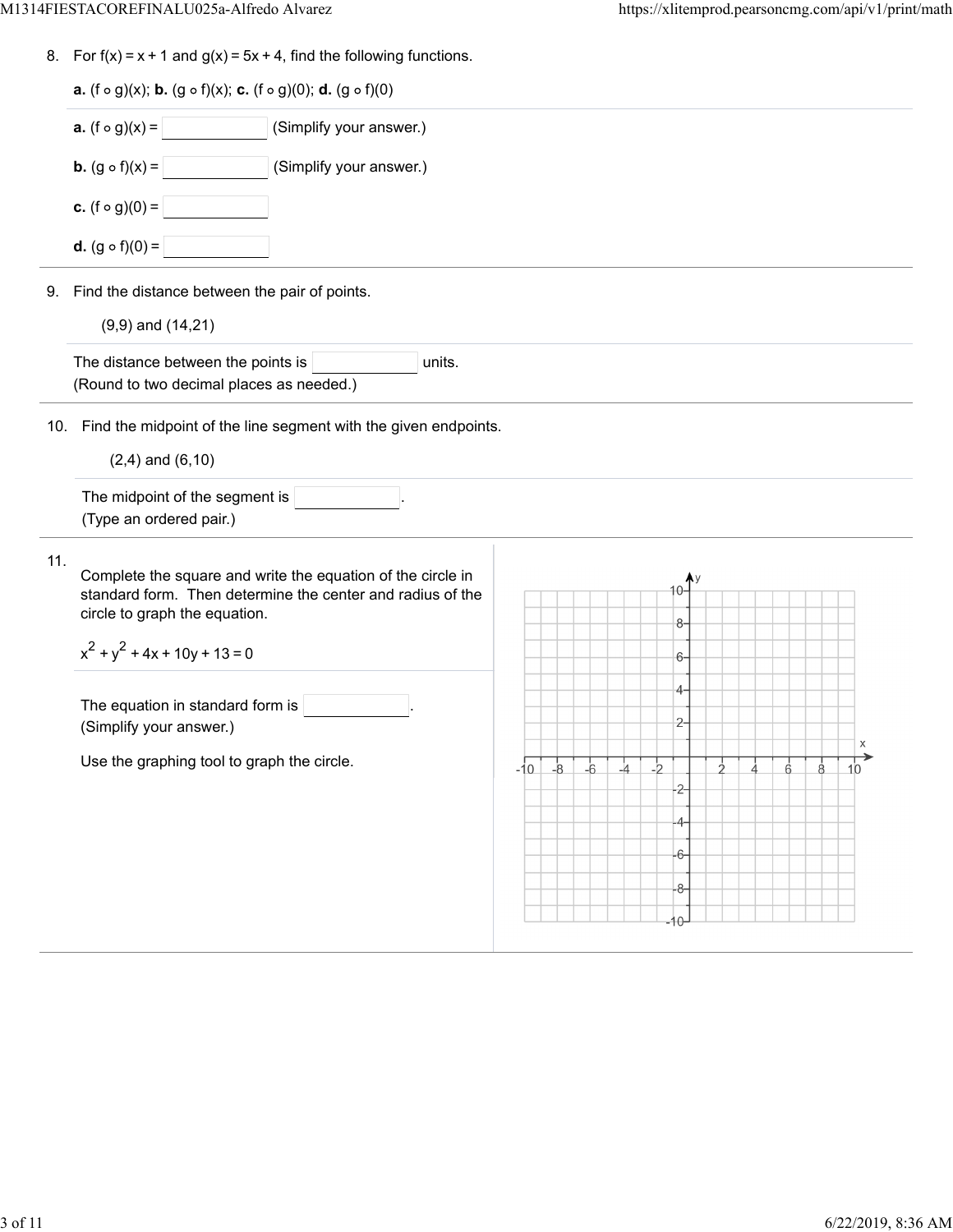8. For $f(x) = x + 1$ and $g(x) = 5x + 4$, find the following functions.

   **a.** $(f \circ g)(x)$; **b.** $(g \circ f)(x)$; **c.** $(f \circ g)(0)$; **d.** $(g \circ f)(0)$

   **a.** $(f \circ g)(x) =$ ______ (Simplify your answer.)

   **b.** $(g \circ f)(x) =$ ______ (Simplify your answer.)

   **c.** $(f \circ g)(0) =$ ______

   **d.** $(g \circ f)(0) =$ ______

9. Find the distance between the pair of points.

   (9,9) and (14,21)

   The distance between the points is ______ units.
   (Round to two decimal places as needed.)

10. Find the midpoint of the line segment with the given endpoints.

    (2,4) and (6,10)

    The midpoint of the segment is ______.
    (Type an ordered pair.)

11. Complete the square and write the equation of the circle in standard form. Then determine the center and radius of the circle to graph the equation.

    $x^2 + y^2 + 4x + 10y + 13 = 0$

    The equation in standard form is ______.
    (Simplify your answer.)

    Use the graphing tool to graph the circle.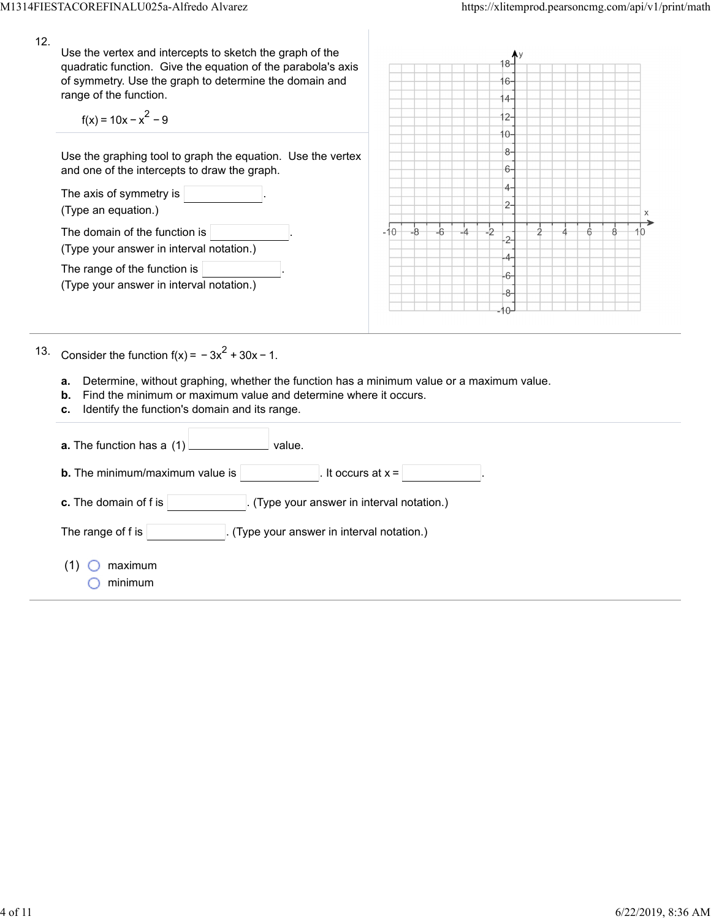12.

Use the vertex and intercepts to sketch the graph of the quadratic function. Give the equation of the parabola's axis of symmetry. Use the graph to determine the domain and range of the function.

$$f(x) = 10x - x^2 - 9$$

Use the graphing tool to graph the equation. Use the vertex and one of the intercepts to draw the graph.

The axis of symmetry is ________.
(Type an equation.)

The domain of the function is ________.
(Type your answer in interval notation.)

The range of the function is ________.
(Type your answer in interval notation.)

13. Consider the function $f(x) = -3x^2 + 30x - 1$.

**a.** Determine, without graphing, whether the function has a minimum value or a maximum value.
**b.** Find the minimum or maximum value and determine where it occurs.
**c.** Identify the function's domain and its range.

**a.** The function has a (1) ________ value.

**b.** The minimum/maximum value is ________. It occurs at $x =$ ________.

**c.** The domain of f is ________. (Type your answer in interval notation.)

The range of f is ________. (Type your answer in interval notation.)

(1)
- ○ maximum
- ○ minimum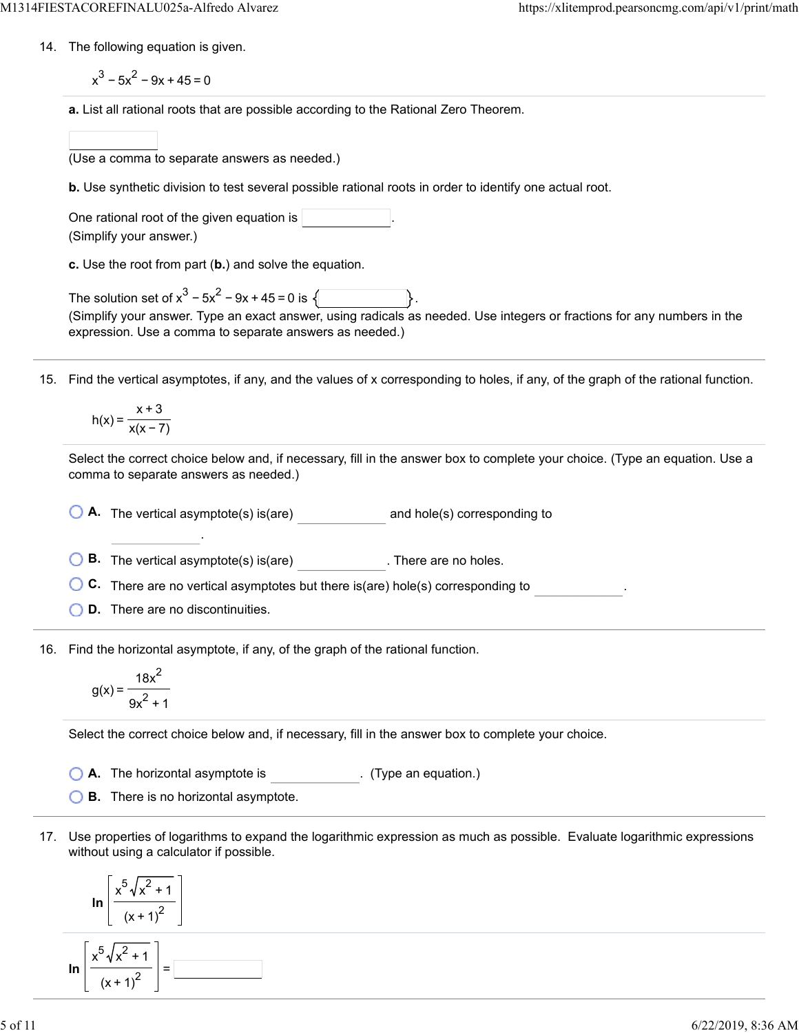14. The following equation is given.

$$x^3 - 5x^2 - 9x + 45 = 0$$

**a.** List all rational roots that are possible according to the Rational Zero Theorem.

(Use a comma to separate answers as needed.)

**b.** Use synthetic division to test several possible rational roots in order to identify one actual root.

One rational root of the given equation is ______.
(Simplify your answer.)

**c.** Use the root from part (**b.**) and solve the equation.

The solution set of $x^3 - 5x^2 - 9x + 45 = 0$ is $\{$ ______ $\}$.
(Simplify your answer. Type an exact answer, using radicals as needed. Use integers or fractions for any numbers in the expression. Use a comma to separate answers as needed.)

---

15. Find the vertical asymptotes, if any, and the values of x corresponding to holes, if any, of the graph of the rational function.

$$h(x) = \frac{x+3}{x(x-7)}$$

Select the correct choice below and, if necessary, fill in the answer box to complete your choice. (Type an equation. Use a comma to separate answers as needed.)

- **A.** The vertical asymptote(s) is(are) ______ and hole(s) corresponding to ______.
- **B.** The vertical asymptote(s) is(are) ______. There are no holes.
- **C.** There are no vertical asymptotes but there is(are) hole(s) corresponding to ______.
- **D.** There are no discontinuities.

---

16. Find the horizontal asymptote, if any, of the graph of the rational function.

$$g(x) = \frac{18x^2}{9x^2 + 1}$$

Select the correct choice below and, if necessary, fill in the answer box to complete your choice.

- **A.** The horizontal asymptote is ______. (Type an equation.)
- **B.** There is no horizontal asymptote.

---

17. Use properties of logarithms to expand the logarithmic expression as much as possible. Evaluate logarithmic expressions without using a calculator if possible.

$$\ln\left[\frac{x^5\sqrt{x^2+1}}{(x+1)^2}\right]$$

$$\ln\left[\frac{x^5\sqrt{x^2+1}}{(x+1)^2}\right] = \text{______}$$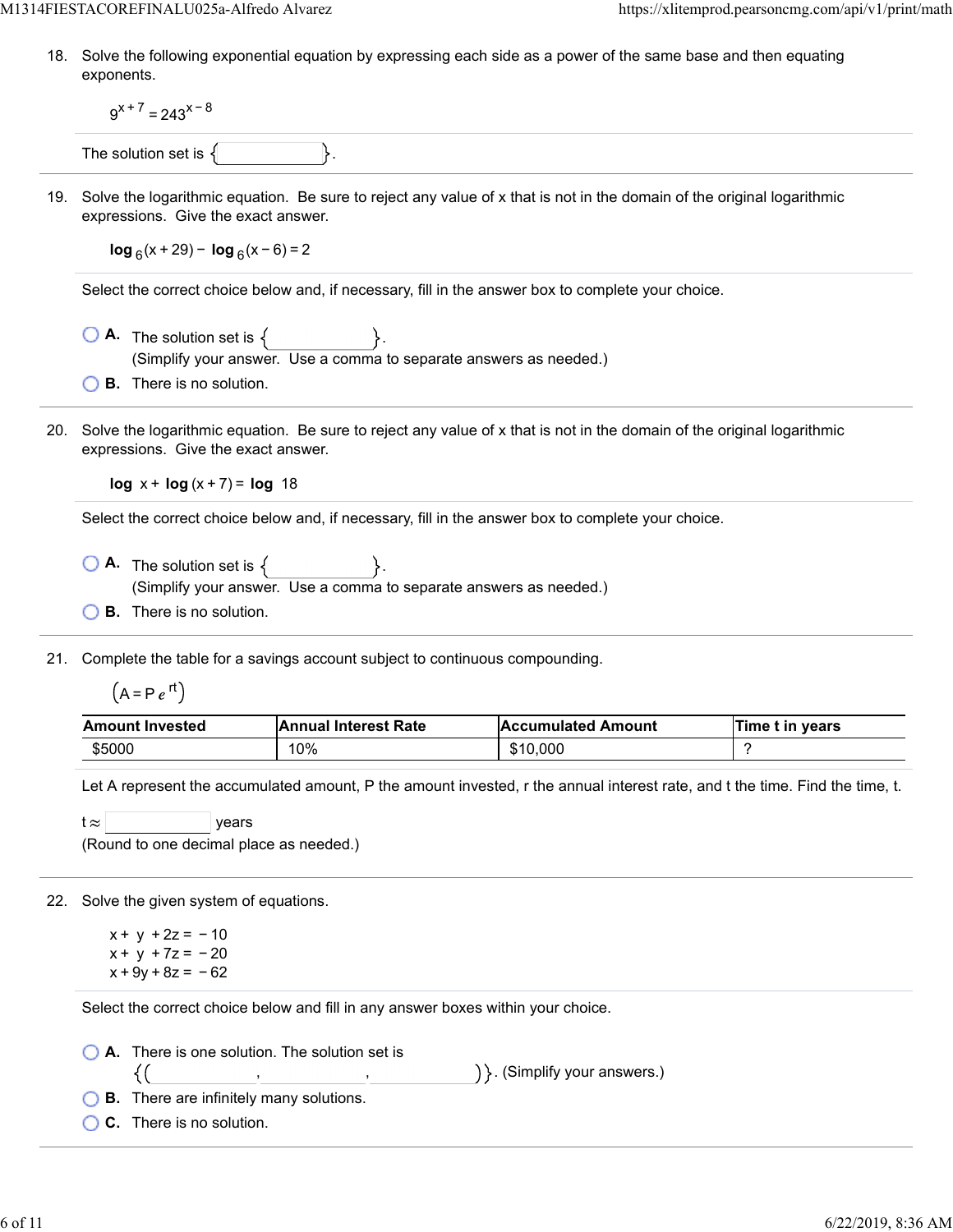18. Solve the following exponential equation by expressing each side as a power of the same base and then equating exponents.

$$9^{x+7} = 243^{x-8}$$

The solution set is { ______ }.

19. Solve the logarithmic equation. Be sure to reject any value of x that is not in the domain of the original logarithmic expressions. Give the exact answer.

$$\log_6(x+29) - \log_6(x-6) = 2$$

Select the correct choice below and, if necessary, fill in the answer box to complete your choice.

- **A.** The solution set is { ______ }.
(Simplify your answer. Use a comma to separate answers as needed.)
- **B.** There is no solution.

20. Solve the logarithmic equation. Be sure to reject any value of x that is not in the domain of the original logarithmic expressions. Give the exact answer.

$$\log x + \log(x+7) = \log 18$$

Select the correct choice below and, if necessary, fill in the answer box to complete your choice.

- **A.** The solution set is { ______ }.
(Simplify your answer. Use a comma to separate answers as needed.)
- **B.** There is no solution.

21. Complete the table for a savings account subject to continuous compounding.

$$\left(A = Pe^{rt}\right)$$

| Amount Invested | Annual Interest Rate | Accumulated Amount | Time t in years |
|---|---|---|---|
| $5000 | 10% | $10,000 | ? |

Let A represent the accumulated amount, P the amount invested, r the annual interest rate, and t the time. Find the time, t.

$t \approx$ ______ years
(Round to one decimal place as needed.)

22. Solve the given system of equations.

$$x + y + 2z = -10$$
$$x + y + 7z = -20$$
$$x + 9y + 8z = -62$$

Select the correct choice below and fill in any answer boxes within your choice.

- **A.** There is one solution. The solution set is {( ______ , ______ , ______ )}. (Simplify your answers.)
- **B.** There are infinitely many solutions.
- **C.** There is no solution.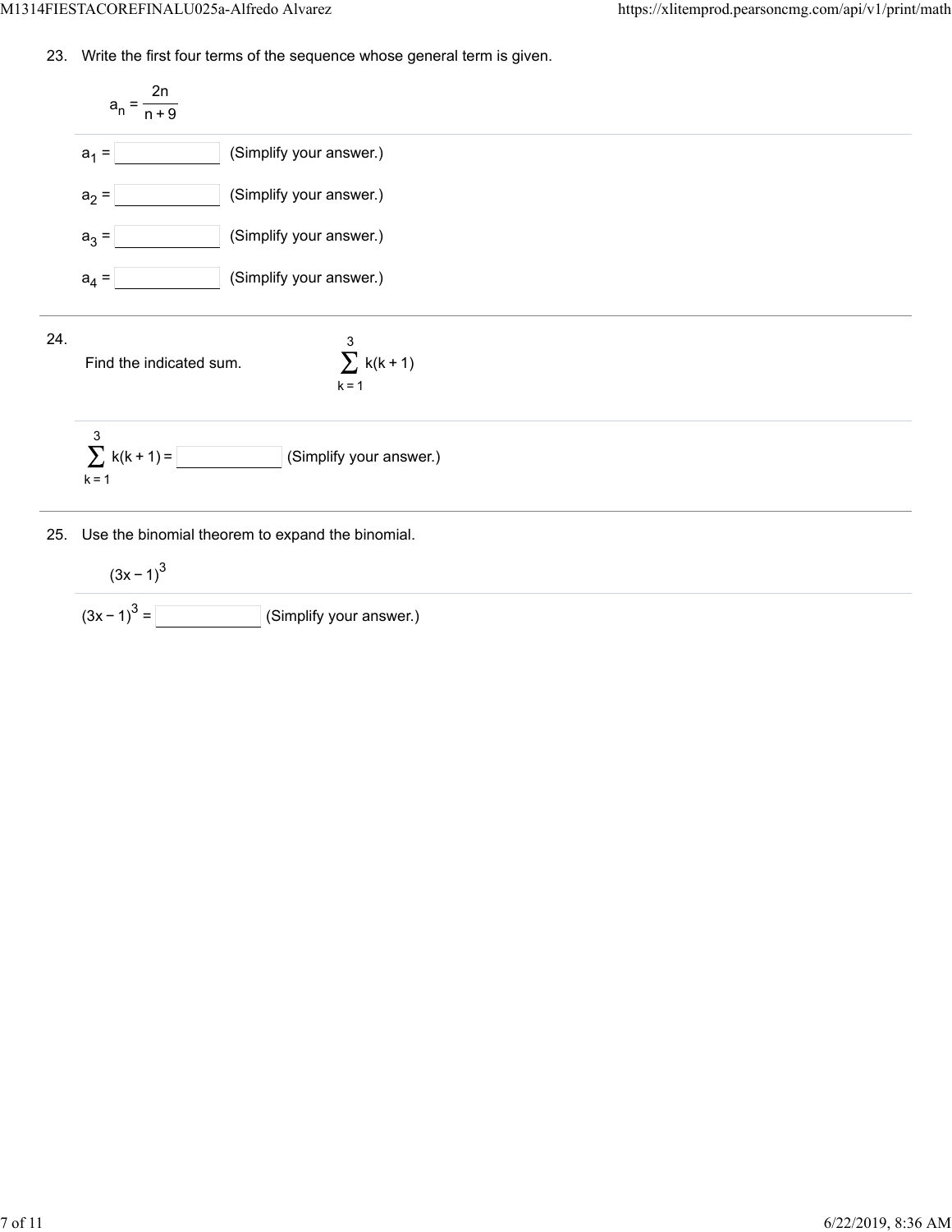23. Write the first four terms of the sequence whose general term is given.

$$a_n = \frac{2n}{n+9}$$

$a_1 =$ ______ (Simplify your answer.)

$a_2 =$ ______ (Simplify your answer.)

$a_3 =$ ______ (Simplify your answer.)

$a_4 =$ ______ (Simplify your answer.)

---

24. Find the indicated sum. $\sum_{k=1}^{3} k(k+1)$

$\sum_{k=1}^{3} k(k+1) =$ ______ (Simplify your answer.)

---

25. Use the binomial theorem to expand the binomial.

$(3x-1)^3$

$(3x-1)^3 =$ ______ (Simplify your answer.)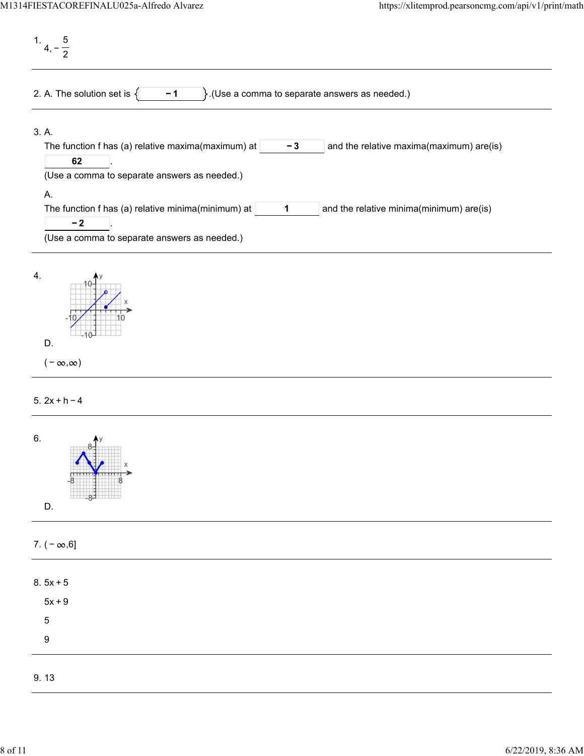1. $4, -\frac{5}{2}$

---

2. A. The solution set is { $-1$ }.(Use a comma to separate answers as needed.)

---

3. A.
   The function f has (a) relative maxima(maximum) at $-3$ and the relative maxima(maximum) are(is) $62$.
   (Use a comma to separate answers as needed.)

   A.
   The function f has (a) relative minima(minimum) at $1$ and the relative minima(minimum) are(is) $-2$.
   (Use a comma to separate answers as needed.)

---

4. D.

   $(-\infty, \infty)$

---

5. $2x + h - 4$

---

6. D.

---

7. $(-\infty, 6]$

---

8. $5x + 5$

   $5x + 9$

   $5$

   $9$

---

9. 13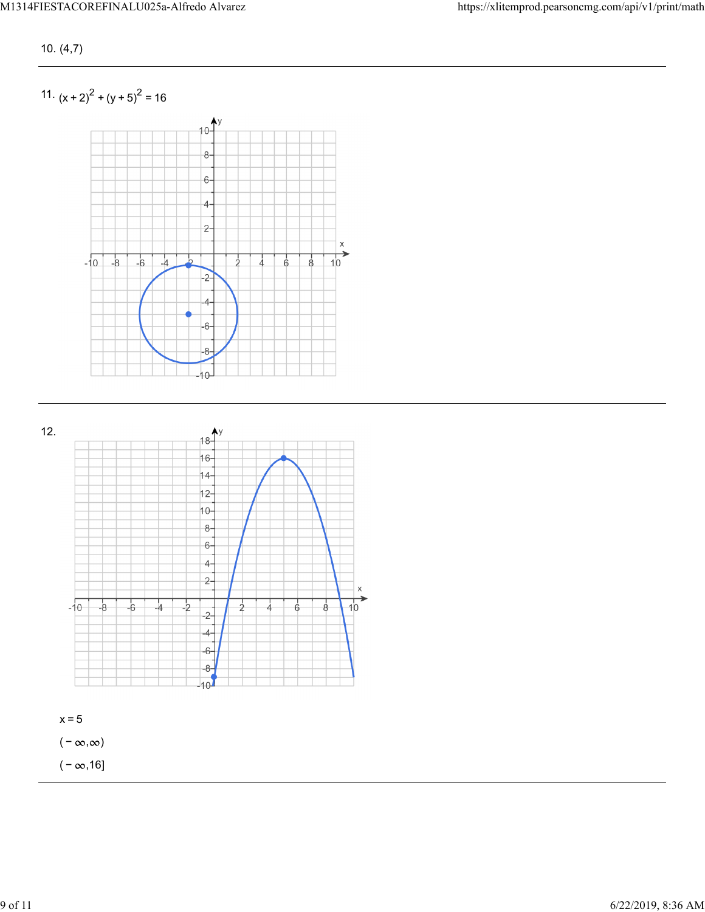10. (4,7)

---

11. $(x+2)^2 + (y+5)^2 = 16$

---

12.

$x = 5$

$(-\infty, \infty)$

$(-\infty, 16]$

---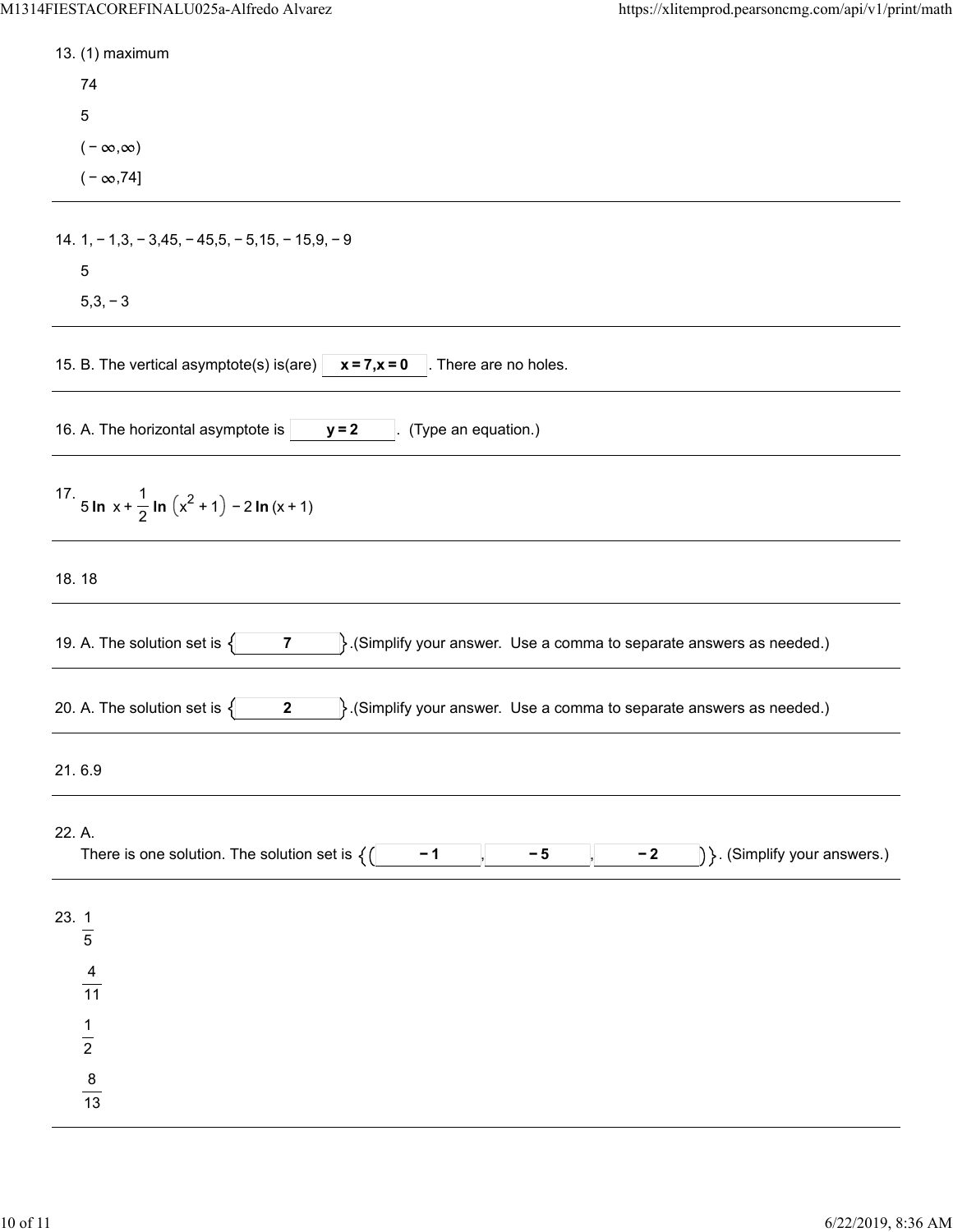13. (1) maximum

    74

    5

    $(-\infty,\infty)$

    $(-\infty,74]$

---

14. 1, − 1,3, − 3,45, − 45,5, − 5,15, − 15,9, − 9

    5

    5,3, − 3

---

15. B. The vertical asymptote(s) is(are) **x = 7,x = 0** . There are no holes.

---

16. A. The horizontal asymptote is **y = 2** . (Type an equation.)

---

17. $5\ln x + \frac{1}{2}\ln\left(x^2+1\right) - 2\ln(x+1)$

---

18. 18

---

19. A. The solution set is { **7** }.(Simplify your answer. Use a comma to separate answers as needed.)

---

20. A. The solution set is { **2** }.(Simplify your answer. Use a comma to separate answers as needed.)

---

21. 6.9

---

22. A.
    There is one solution. The solution set is {( **− 1** , **− 5** , **− 2** )}. (Simplify your answers.)

---

23. $\frac{1}{5}$

    $\frac{4}{11}$

    $\frac{1}{2}$

    $\frac{8}{13}$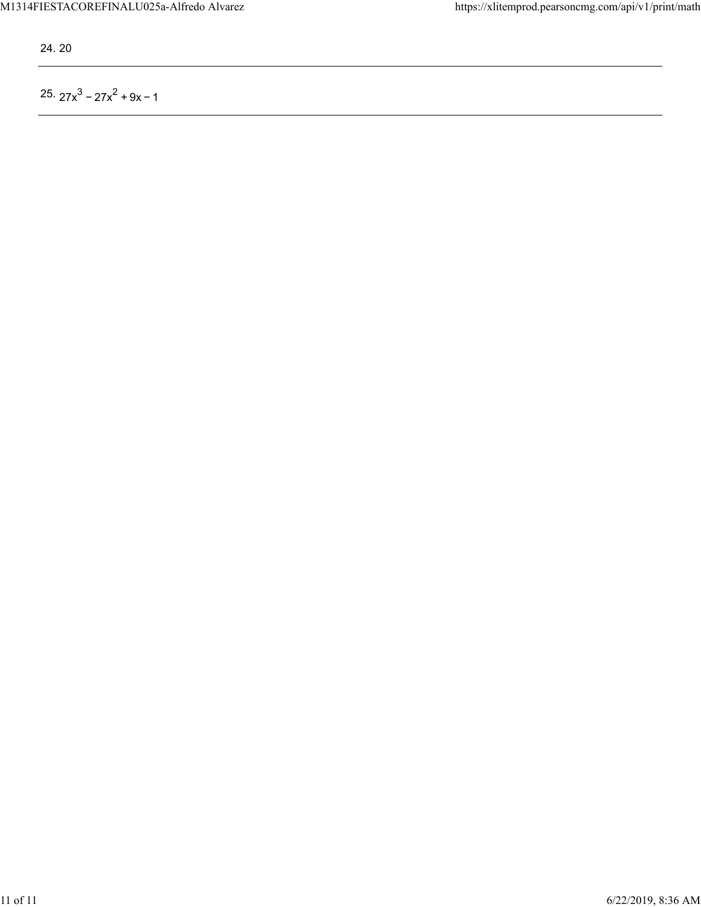24. 20

---

25. $27x^3 - 27x^2 + 9x - 1$

---